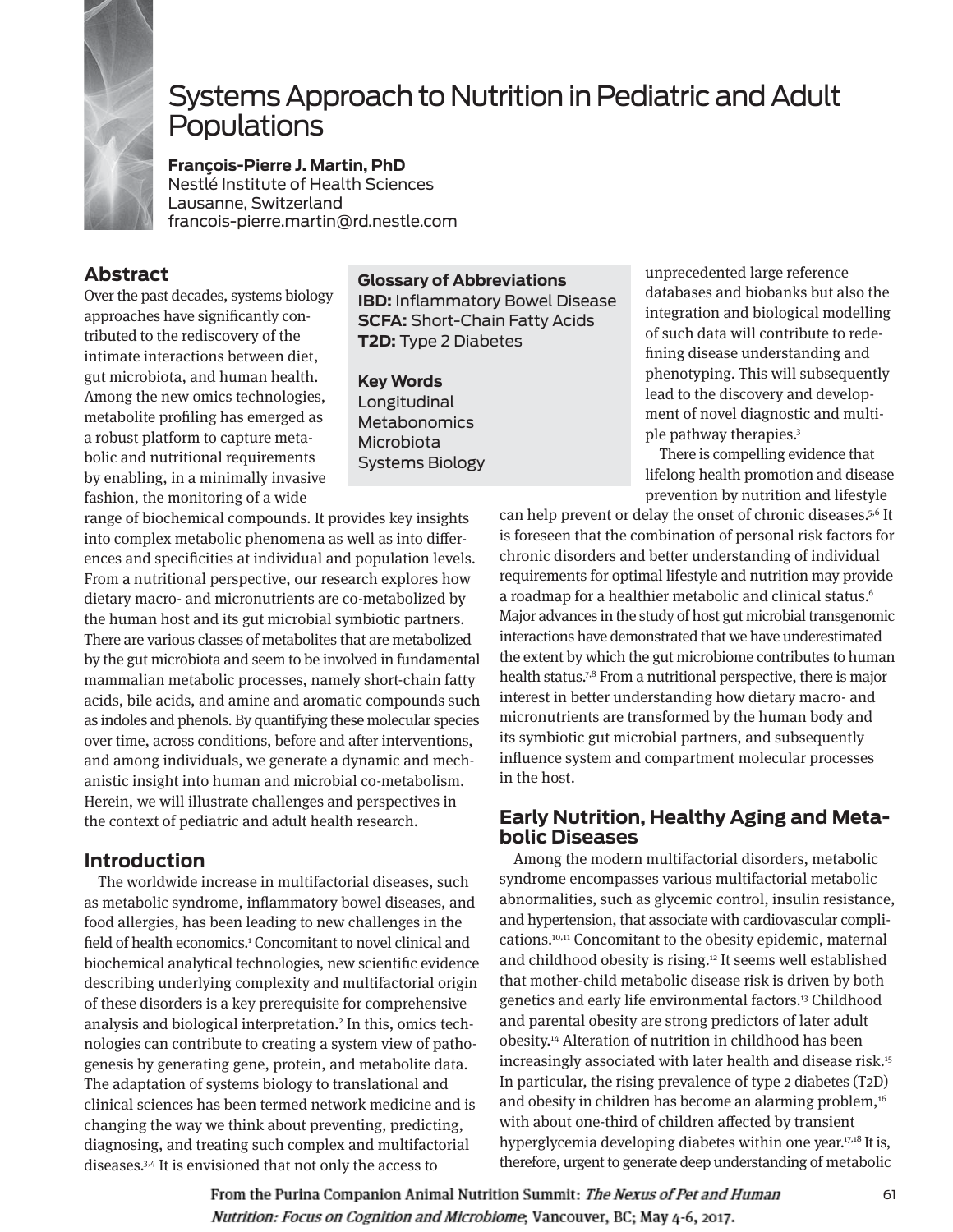# Systems Approach to Nutrition in Pediatric and Adult Populations

**François-Pierre J. Martin, PhD**
Nestlé Institute of Health Sciences
Lausanne, Switzerland
francois-pierre.martin@rd.nestle.com

**Glossary of Abbreviations**
**IBD:** Inflammatory Bowel Disease
**SCFA:** Short-Chain Fatty Acids
**T2D:** Type 2 Diabetes

**Key Words**
Longitudinal
Metabonomics
Microbiota
Systems Biology

## Abstract

Over the past decades, systems biology approaches have significantly contributed to the rediscovery of the intimate interactions between diet, gut microbiota, and human health. Among the new omics technologies, metabolite profiling has emerged as a robust platform to capture metabolic and nutritional requirements by enabling, in a minimally invasive fashion, the monitoring of a wide range of biochemical compounds. It provides key insights into complex metabolic phenomena as well as into differences and specificities at individual and population levels. From a nutritional perspective, our research explores how dietary macro- and micronutrients are co-metabolized by the human host and its gut microbial symbiotic partners. There are various classes of metabolites that are metabolized by the gut microbiota and seem to be involved in fundamental mammalian metabolic processes, namely short-chain fatty acids, bile acids, and amine and aromatic compounds such as indoles and phenols. By quantifying these molecular species over time, across conditions, before and after interventions, and among individuals, we generate a dynamic and mechanistic insight into human and microbial co-metabolism. Herein, we will illustrate challenges and perspectives in the context of pediatric and adult health research.

## Introduction

The worldwide increase in multifactorial diseases, such as metabolic syndrome, inflammatory bowel diseases, and food allergies, has been leading to new challenges in the field of health economics.[1] Concomitant to novel clinical and biochemical analytical technologies, new scientific evidence describing underlying complexity and multifactorial origin of these disorders is a key prerequisite for comprehensive analysis and biological interpretation.[2] In this, omics technologies can contribute to creating a system view of pathogenesis by generating gene, protein, and metabolite data. The adaptation of systems biology to translational and clinical sciences has been termed network medicine and is changing the way we think about preventing, predicting, diagnosing, and treating such complex and multifactorial diseases.[3,4] It is envisioned that not only the access to unprecedented large reference databases and biobanks but also the integration and biological modelling of such data will contribute to redefining disease understanding and phenotyping. This will subsequently lead to the discovery and development of novel diagnostic and multiple pathway therapies.[3]

There is compelling evidence that lifelong health promotion and disease prevention by nutrition and lifestyle can help prevent or delay the onset of chronic diseases.[5,6] It is foreseen that the combination of personal risk factors for chronic disorders and better understanding of individual requirements for optimal lifestyle and nutrition may provide a roadmap for a healthier metabolic and clinical status.[6] Major advances in the study of host gut microbial transgenomic interactions have demonstrated that we have underestimated the extent by which the gut microbiome contributes to human health status.[7,8] From a nutritional perspective, there is major interest in better understanding how dietary macro- and micronutrients are transformed by the human body and its symbiotic gut microbial partners, and subsequently influence system and compartment molecular processes in the host.

## Early Nutrition, Healthy Aging and Metabolic Diseases

Among the modern multifactorial disorders, metabolic syndrome encompasses various multifactorial metabolic abnormalities, such as glycemic control, insulin resistance, and hypertension, that associate with cardiovascular complications.[10,11] Concomitant to the obesity epidemic, maternal and childhood obesity is rising.[12] It seems well established that mother-child metabolic disease risk is driven by both genetics and early life environmental factors.[13] Childhood and parental obesity are strong predictors of later adult obesity.[14] Alteration of nutrition in childhood has been increasingly associated with later health and disease risk.[15] In particular, the rising prevalence of type 2 diabetes (T2D) and obesity in children has become an alarming problem,[16] with about one-third of children affected by transient hyperglycemia developing diabetes within one year.[17,18] It is, therefore, urgent to generate deep understanding of metabolic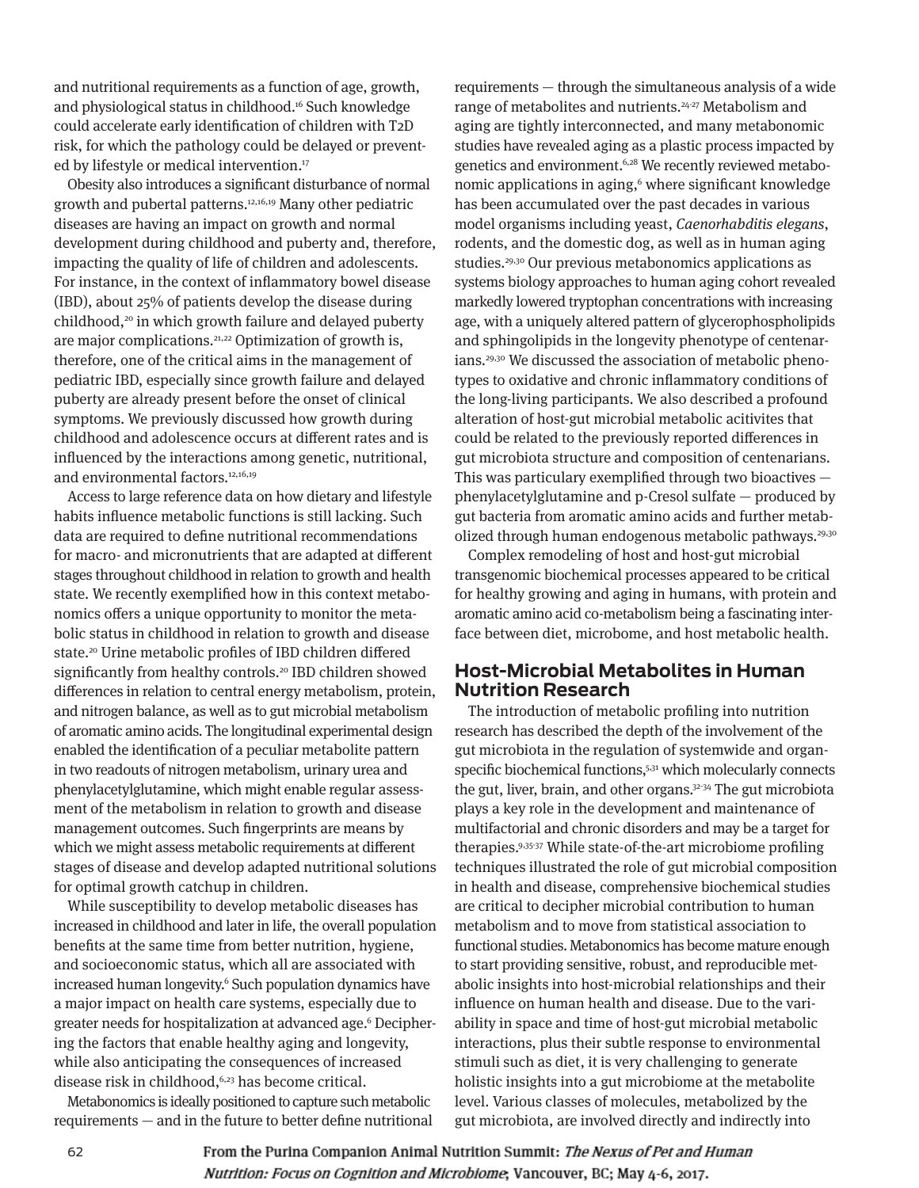and nutritional requirements as a function of age, growth, and physiological status in childhood.[16] Such knowledge could accelerate early identification of children with T2D risk, for which the pathology could be delayed or prevented by lifestyle or medical intervention.[17]

Obesity also introduces a significant disturbance of normal growth and pubertal patterns.[12,16,19] Many other pediatric diseases are having an impact on growth and normal development during childhood and puberty and, therefore, impacting the quality of life of children and adolescents. For instance, in the context of inflammatory bowel disease (IBD), about 25% of patients develop the disease during childhood,[20] in which growth failure and delayed puberty are major complications.[21,22] Optimization of growth is, therefore, one of the critical aims in the management of pediatric IBD, especially since growth failure and delayed puberty are already present before the onset of clinical symptoms. We previously discussed how growth during childhood and adolescence occurs at different rates and is influenced by the interactions among genetic, nutritional, and environmental factors.[12,16,19]

Access to large reference data on how dietary and lifestyle habits influence metabolic functions is still lacking. Such data are required to define nutritional recommendations for macro- and micronutrients that are adapted at different stages throughout childhood in relation to growth and health state. We recently exemplified how in this context metabonomics offers a unique opportunity to monitor the metabolic status in childhood in relation to growth and disease state.[20] Urine metabolic profiles of IBD children differed significantly from healthy controls.[20] IBD children showed differences in relation to central energy metabolism, protein, and nitrogen balance, as well as to gut microbial metabolism of aromatic amino acids. The longitudinal experimental design enabled the identification of a peculiar metabolite pattern in two readouts of nitrogen metabolism, urinary urea and phenylacetylglutamine, which might enable regular assessment of the metabolism in relation to growth and disease management outcomes. Such fingerprints are means by which we might assess metabolic requirements at different stages of disease and develop adapted nutritional solutions for optimal growth catchup in children.

While susceptibility to develop metabolic diseases has increased in childhood and later in life, the overall population benefits at the same time from better nutrition, hygiene, and socioeconomic status, which all are associated with increased human longevity.[6] Such population dynamics have a major impact on health care systems, especially due to greater needs for hospitalization at advanced age.[6] Deciphering the factors that enable healthy aging and longevity, while also anticipating the consequences of increased disease risk in childhood,[6,23] has become critical.

Metabonomics is ideally positioned to capture such metabolic requirements — and in the future to better define nutritional requirements — through the simultaneous analysis of a wide range of metabolites and nutrients.[24-27] Metabolism and aging are tightly interconnected, and many metabonomic studies have revealed aging as a plastic process impacted by genetics and environment.[6,28] We recently reviewed metabonomic applications in aging,[6] where significant knowledge has been accumulated over the past decades in various model organisms including yeast, *Caenorhabditis elegans*, rodents, and the domestic dog, as well as in human aging studies.[29,30] Our previous metabonomics applications as systems biology approaches to human aging cohort revealed markedly lowered tryptophan concentrations with increasing age, with a uniquely altered pattern of glycerophospholipids and sphingolipids in the longevity phenotype of centenarians.[29,30] We discussed the association of metabolic phenotypes to oxidative and chronic inflammatory conditions of the long-living participants. We also described a profound alteration of host-gut microbial metabolic acitivites that could be related to the previously reported differences in gut microbiota structure and composition of centenarians. This was particulary exemplified through two bioactives — phenylacetylglutamine and p-Cresol sulfate — produced by gut bacteria from aromatic amino acids and further metabolized through human endogenous metabolic pathways.[29,30]

Complex remodeling of host and host-gut microbial transgenomic biochemical processes appeared to be critical for healthy growing and aging in humans, with protein and aromatic amino acid co-metabolism being a fascinating interface between diet, microbome, and host metabolic health.

## Host-Microbial Metabolites in Human Nutrition Research

The introduction of metabolic profiling into nutrition research has described the depth of the involvement of the gut microbiota in the regulation of systemwide and organ-specific biochemical functions,[5,31] which molecularly connects the gut, liver, brain, and other organs.[32-34] The gut microbiota plays a key role in the development and maintenance of multifactorial and chronic disorders and may be a target for therapies.[9,35-37] While state-of-the-art microbiome profiling techniques illustrated the role of gut microbial composition in health and disease, comprehensive biochemical studies are critical to decipher microbial contribution to human metabolism and to move from statistical association to functional studies. Metabonomics has become mature enough to start providing sensitive, robust, and reproducible metabolic insights into host-microbial relationships and their influence on human health and disease. Due to the variability in space and time of host-gut microbial metabolic interactions, plus their subtle response to environmental stimuli such as diet, it is very challenging to generate holistic insights into a gut microbiome at the metabolite level. Various classes of molecules, metabolized by the gut microbiota, are involved directly and indirectly into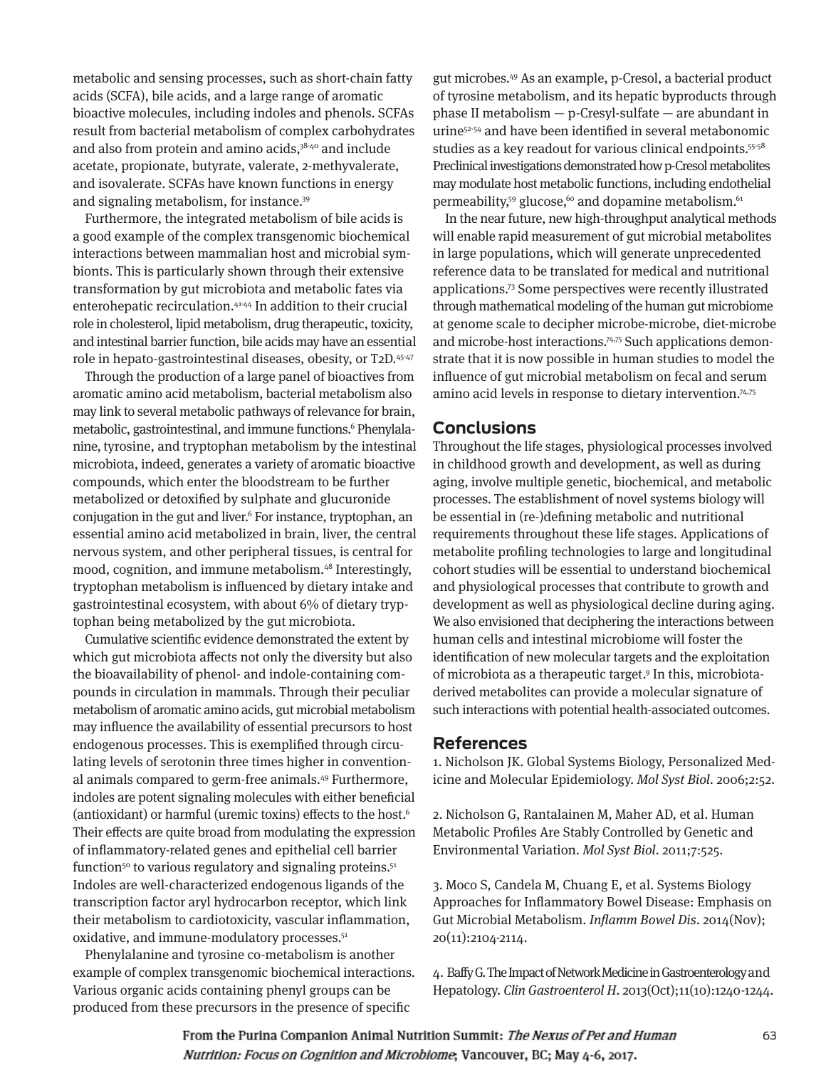metabolic and sensing processes, such as short-chain fatty acids (SCFA), bile acids, and a large range of aromatic bioactive molecules, including indoles and phenols. SCFAs result from bacterial metabolism of complex carbohydrates and also from protein and amino acids,[38-40] and include acetate, propionate, butyrate, valerate, 2-methyvalerate, and isovalerate. SCFAs have known functions in energy and signaling metabolism, for instance.[39]

Furthermore, the integrated metabolism of bile acids is a good example of the complex transgenomic biochemical interactions between mammalian host and microbial symbionts. This is particularly shown through their extensive transformation by gut microbiota and metabolic fates via enterohepatic recirculation.[41-44] In addition to their crucial role in cholesterol, lipid metabolism, drug therapeutic, toxicity, and intestinal barrier function, bile acids may have an essential role in hepato-gastrointestinal diseases, obesity, or T2D.[45-47]

Through the production of a large panel of bioactives from aromatic amino acid metabolism, bacterial metabolism also may link to several metabolic pathways of relevance for brain, metabolic, gastrointestinal, and immune functions.[6] Phenylalanine, tyrosine, and tryptophan metabolism by the intestinal microbiota, indeed, generates a variety of aromatic bioactive compounds, which enter the bloodstream to be further metabolized or detoxified by sulphate and glucuronide conjugation in the gut and liver.[6] For instance, tryptophan, an essential amino acid metabolized in brain, liver, the central nervous system, and other peripheral tissues, is central for mood, cognition, and immune metabolism.[48] Interestingly, tryptophan metabolism is influenced by dietary intake and gastrointestinal ecosystem, with about 6% of dietary tryptophan being metabolized by the gut microbiota.

Cumulative scientific evidence demonstrated the extent by which gut microbiota affects not only the diversity but also the bioavailability of phenol- and indole-containing compounds in circulation in mammals. Through their peculiar metabolism of aromatic amino acids, gut microbial metabolism may influence the availability of essential precursors to host endogenous processes. This is exemplified through circulating levels of serotonin three times higher in conventional animals compared to germ-free animals.[49] Furthermore, indoles are potent signaling molecules with either beneficial (antioxidant) or harmful (uremic toxins) effects to the host.[6] Their effects are quite broad from modulating the expression of inflammatory-related genes and epithelial cell barrier function[50] to various regulatory and signaling proteins.[51] Indoles are well-characterized endogenous ligands of the transcription factor aryl hydrocarbon receptor, which link their metabolism to cardiotoxicity, vascular inflammation, oxidative, and immune-modulatory processes.[51]

Phenylalanine and tyrosine co-metabolism is another example of complex transgenomic biochemical interactions. Various organic acids containing phenyl groups can be produced from these precursors in the presence of specific gut microbes.[49] As an example, p-Cresol, a bacterial product of tyrosine metabolism, and its hepatic byproducts through phase II metabolism — p-Cresyl-sulfate — are abundant in urine[52-54] and have been identified in several metabonomic studies as a key readout for various clinical endpoints.[55-58] Preclinical investigations demonstrated how p-Cresol metabolites may modulate host metabolic functions, including endothelial permeability,[59] glucose,[60] and dopamine metabolism.[61]

In the near future, new high-throughput analytical methods will enable rapid measurement of gut microbial metabolites in large populations, which will generate unprecedented reference data to be translated for medical and nutritional applications.[73] Some perspectives were recently illustrated through mathematical modeling of the human gut microbiome at genome scale to decipher microbe-microbe, diet-microbe and microbe-host interactions.[74,75] Such applications demonstrate that it is now possible in human studies to model the influence of gut microbial metabolism on fecal and serum amino acid levels in response to dietary intervention.[74,75]

## Conclusions

Throughout the life stages, physiological processes involved in childhood growth and development, as well as during aging, involve multiple genetic, biochemical, and metabolic processes. The establishment of novel systems biology will be essential in (re-)defining metabolic and nutritional requirements throughout these life stages. Applications of metabolite profiling technologies to large and longitudinal cohort studies will be essential to understand biochemical and physiological processes that contribute to growth and development as well as physiological decline during aging. We also envisioned that deciphering the interactions between human cells and intestinal microbiome will foster the identification of new molecular targets and the exploitation of microbiota as a therapeutic target.[9] In this, microbiota-derived metabolites can provide a molecular signature of such interactions with potential health-associated outcomes.

## References

1. Nicholson JK. Global Systems Biology, Personalized Medicine and Molecular Epidemiology. *Mol Syst Biol*. 2006;2:52.

2. Nicholson G, Rantalainen M, Maher AD, et al. Human Metabolic Profiles Are Stably Controlled by Genetic and Environmental Variation. *Mol Syst Biol*. 2011;7:525.

3. Moco S, Candela M, Chuang E, et al. Systems Biology Approaches for Inflammatory Bowel Disease: Emphasis on Gut Microbial Metabolism. *Inflamm Bowel Dis*. 2014(Nov); 20(11):2104-2114.

4. Baffy G. The Impact of Network Medicine in Gastroenterology and Hepatology. *Clin Gastroenterol H*. 2013(Oct);11(10):1240-1244.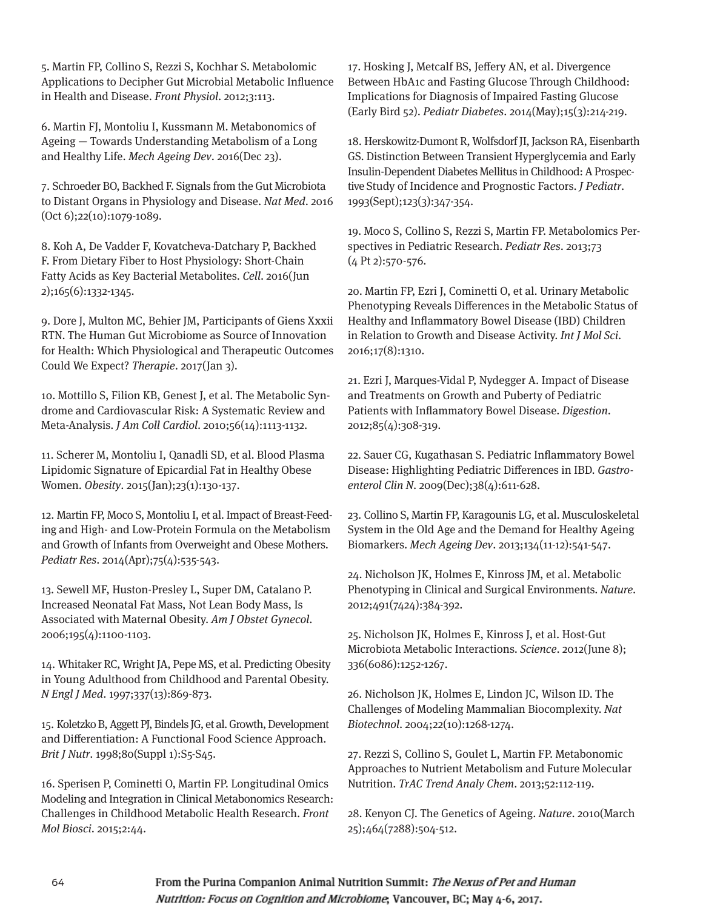5. Martin FP, Collino S, Rezzi S, Kochhar S. Metabolomic Applications to Decipher Gut Microbial Metabolic Influence in Health and Disease. *Front Physiol*. 2012;3:113.

6. Martin FJ, Montoliu I, Kussmann M. Metabonomics of Ageing — Towards Understanding Metabolism of a Long and Healthy Life. *Mech Ageing Dev*. 2016(Dec 23).

7. Schroeder BO, Backhed F. Signals from the Gut Microbiota to Distant Organs in Physiology and Disease. *Nat Med*. 2016 (Oct 6);22(10):1079-1089.

8. Koh A, De Vadder F, Kovatcheva-Datchary P, Backhed F. From Dietary Fiber to Host Physiology: Short-Chain Fatty Acids as Key Bacterial Metabolites. *Cell*. 2016(Jun 2);165(6):1332-1345.

9. Dore J, Multon MC, Behier JM, Participants of Giens Xxxii RTN. The Human Gut Microbiome as Source of Innovation for Health: Which Physiological and Therapeutic Outcomes Could We Expect? *Therapie*. 2017(Jan 3).

10. Mottillo S, Filion KB, Genest J, et al. The Metabolic Syndrome and Cardiovascular Risk: A Systematic Review and Meta-Analysis. *J Am Coll Cardiol*. 2010;56(14):1113-1132.

11. Scherer M, Montoliu I, Qanadli SD, et al. Blood Plasma Lipidomic Signature of Epicardial Fat in Healthy Obese Women. *Obesity*. 2015(Jan);23(1):130-137.

12. Martin FP, Moco S, Montoliu I, et al. Impact of Breast-Feeding and High- and Low-Protein Formula on the Metabolism and Growth of Infants from Overweight and Obese Mothers. *Pediatr Res*. 2014(Apr);75(4):535-543.

13. Sewell MF, Huston-Presley L, Super DM, Catalano P. Increased Neonatal Fat Mass, Not Lean Body Mass, Is Associated with Maternal Obesity. *Am J Obstet Gynecol*. 2006;195(4):1100-1103.

14. Whitaker RC, Wright JA, Pepe MS, et al. Predicting Obesity in Young Adulthood from Childhood and Parental Obesity. *N Engl J Med*. 1997;337(13):869-873.

15. Koletzko B, Aggett PJ, Bindels JG, et al. Growth, Development and Differentiation: A Functional Food Science Approach. *Brit J Nutr*. 1998;80(Suppl 1):S5-S45.

16. Sperisen P, Cominetti O, Martin FP. Longitudinal Omics Modeling and Integration in Clinical Metabonomics Research: Challenges in Childhood Metabolic Health Research. *Front Mol Biosci*. 2015;2:44.

17. Hosking J, Metcalf BS, Jeffery AN, et al. Divergence Between HbA1c and Fasting Glucose Through Childhood: Implications for Diagnosis of Impaired Fasting Glucose (Early Bird 52). *Pediatr Diabetes*. 2014(May);15(3):214-219.

18. Herskowitz-Dumont R, Wolfsdorf JI, Jackson RA, Eisenbarth GS. Distinction Between Transient Hyperglycemia and Early Insulin-Dependent Diabetes Mellitus in Childhood: A Prospective Study of Incidence and Prognostic Factors. *J Pediatr*. 1993(Sept);123(3):347-354.

19. Moco S, Collino S, Rezzi S, Martin FP. Metabolomics Perspectives in Pediatric Research. *Pediatr Res*. 2013;73 (4 Pt 2):570-576.

20. Martin FP, Ezri J, Cominetti O, et al. Urinary Metabolic Phenotyping Reveals Differences in the Metabolic Status of Healthy and Inflammatory Bowel Disease (IBD) Children in Relation to Growth and Disease Activity. *Int J Mol Sci*. 2016;17(8):1310.

21. Ezri J, Marques-Vidal P, Nydegger A. Impact of Disease and Treatments on Growth and Puberty of Pediatric Patients with Inflammatory Bowel Disease. *Digestion*. 2012;85(4):308-319.

22. Sauer CG, Kugathasan S. Pediatric Inflammatory Bowel Disease: Highlighting Pediatric Differences in IBD. *Gastroenterol Clin N*. 2009(Dec);38(4):611-628.

23. Collino S, Martin FP, Karagounis LG, et al. Musculoskeletal System in the Old Age and the Demand for Healthy Ageing Biomarkers. *Mech Ageing Dev*. 2013;134(11-12):541-547.

24. Nicholson JK, Holmes E, Kinross JM, et al. Metabolic Phenotyping in Clinical and Surgical Environments. *Nature*. 2012;491(7424):384-392.

25. Nicholson JK, Holmes E, Kinross J, et al. Host-Gut Microbiota Metabolic Interactions. *Science*. 2012(June 8); 336(6086):1252-1267.

26. Nicholson JK, Holmes E, Lindon JC, Wilson ID. The Challenges of Modeling Mammalian Biocomplexity. *Nat Biotechnol*. 2004;22(10):1268-1274.

27. Rezzi S, Collino S, Goulet L, Martin FP. Metabonomic Approaches to Nutrient Metabolism and Future Molecular Nutrition. *TrAC Trend Analy Chem*. 2013;52:112-119.

28. Kenyon CJ. The Genetics of Ageing. *Nature*. 2010(March 25);464(7288):504-512.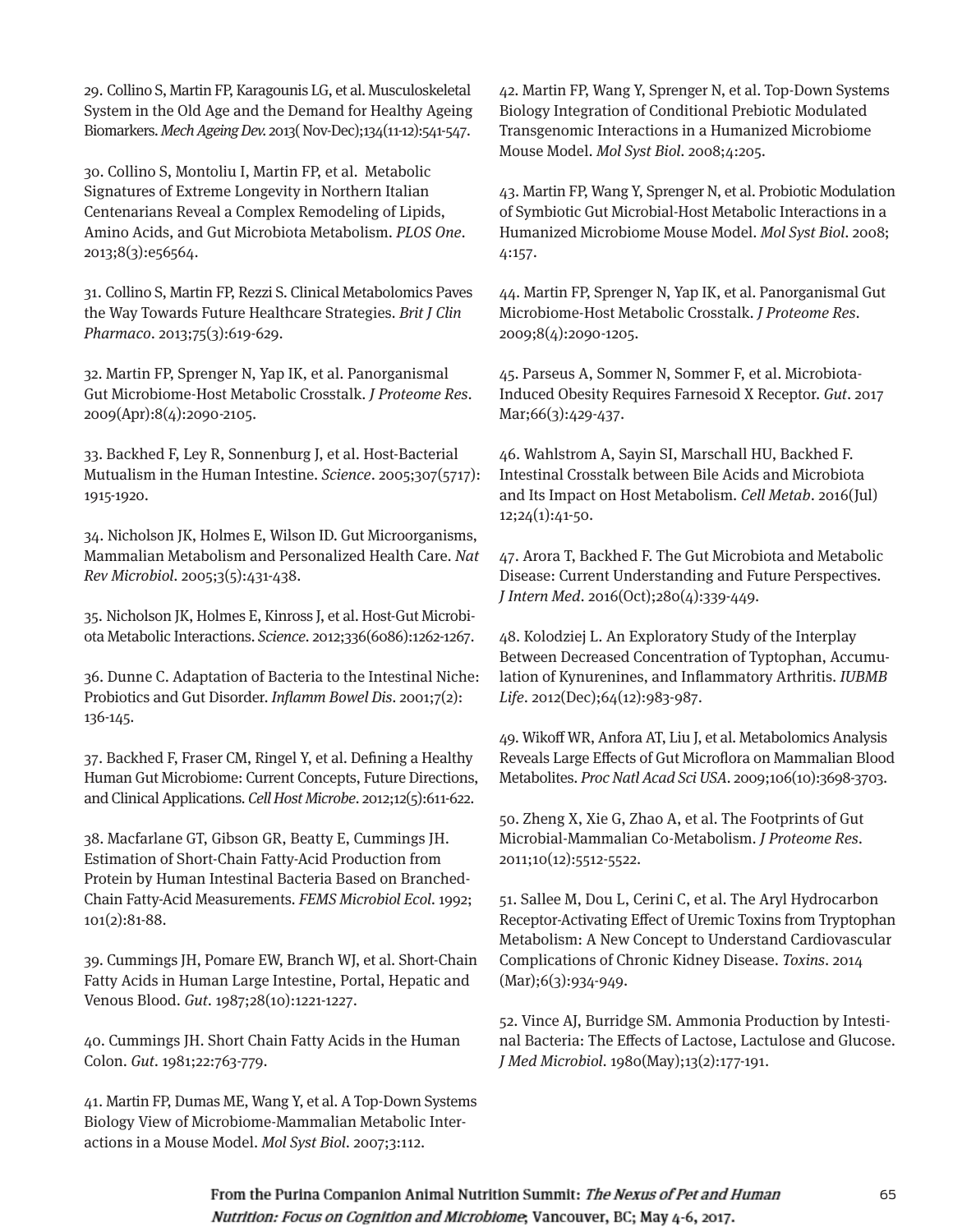29. Collino S, Martin FP, Karagounis LG, et al. Musculoskeletal System in the Old Age and the Demand for Healthy Ageing Biomarkers. *Mech Ageing Dev*. 2013( Nov-Dec);134(11-12):541-547.

30. Collino S, Montoliu I, Martin FP, et al. Metabolic Signatures of Extreme Longevity in Northern Italian Centenarians Reveal a Complex Remodeling of Lipids, Amino Acids, and Gut Microbiota Metabolism. *PLOS One*. 2013;8(3):e56564.

31. Collino S, Martin FP, Rezzi S. Clinical Metabolomics Paves the Way Towards Future Healthcare Strategies. *Brit J Clin Pharmaco*. 2013;75(3):619-629.

32. Martin FP, Sprenger N, Yap IK, et al. Panorganismal Gut Microbiome-Host Metabolic Crosstalk. *J Proteome Res*. 2009(Apr):8(4):2090-2105.

33. Backhed F, Ley R, Sonnenburg J, et al. Host-Bacterial Mutualism in the Human Intestine. *Science*. 2005;307(5717): 1915-1920.

34. Nicholson JK, Holmes E, Wilson ID. Gut Microorganisms, Mammalian Metabolism and Personalized Health Care. *Nat Rev Microbiol*. 2005;3(5):431-438.

35. Nicholson JK, Holmes E, Kinross J, et al. Host-Gut Microbiota Metabolic Interactions. *Science*. 2012;336(6086):1262-1267.

36. Dunne C. Adaptation of Bacteria to the Intestinal Niche: Probiotics and Gut Disorder. *Inflamm Bowel Dis*. 2001;7(2): 136-145.

37. Backhed F, Fraser CM, Ringel Y, et al. Defining a Healthy Human Gut Microbiome: Current Concepts, Future Directions, and Clinical Applications. *Cell Host Microbe*. 2012;12(5):611-622.

38. Macfarlane GT, Gibson GR, Beatty E, Cummings JH. Estimation of Short-Chain Fatty-Acid Production from Protein by Human Intestinal Bacteria Based on Branched-Chain Fatty-Acid Measurements. *FEMS Microbiol Ecol*. 1992; 101(2):81-88.

39. Cummings JH, Pomare EW, Branch WJ, et al. Short-Chain Fatty Acids in Human Large Intestine, Portal, Hepatic and Venous Blood. *Gut*. 1987;28(10):1221-1227.

40. Cummings JH. Short Chain Fatty Acids in the Human Colon. *Gut*. 1981;22:763-779.

41. Martin FP, Dumas ME, Wang Y, et al. A Top-Down Systems Biology View of Microbiome-Mammalian Metabolic Interactions in a Mouse Model. *Mol Syst Biol*. 2007;3:112.

42. Martin FP, Wang Y, Sprenger N, et al. Top-Down Systems Biology Integration of Conditional Prebiotic Modulated Transgenomic Interactions in a Humanized Microbiome Mouse Model. *Mol Syst Biol*. 2008;4:205.

43. Martin FP, Wang Y, Sprenger N, et al. Probiotic Modulation of Symbiotic Gut Microbial-Host Metabolic Interactions in a Humanized Microbiome Mouse Model. *Mol Syst Biol*. 2008; 4:157.

44. Martin FP, Sprenger N, Yap IK, et al. Panorganismal Gut Microbiome-Host Metabolic Crosstalk. *J Proteome Res*. 2009;8(4):2090-1205.

45. Parseus A, Sommer N, Sommer F, et al. Microbiota-Induced Obesity Requires Farnesoid X Receptor. *Gut*. 2017 Mar;66(3):429-437.

46. Wahlstrom A, Sayin SI, Marschall HU, Backhed F. Intestinal Crosstalk between Bile Acids and Microbiota and Its Impact on Host Metabolism. *Cell Metab*. 2016(Jul) 12;24(1):41-50.

47. Arora T, Backhed F. The Gut Microbiota and Metabolic Disease: Current Understanding and Future Perspectives. *J Intern Med*. 2016(Oct);280(4):339-449.

48. Kolodziej L. An Exploratory Study of the Interplay Between Decreased Concentration of Typtophan, Accumulation of Kynurenines, and Inflammatory Arthritis. *IUBMB Life*. 2012(Dec);64(12):983-987.

49. Wikoff WR, Anfora AT, Liu J, et al. Metabolomics Analysis Reveals Large Effects of Gut Microflora on Mammalian Blood Metabolites. *Proc Natl Acad Sci USA*. 2009;106(10):3698-3703.

50. Zheng X, Xie G, Zhao A, et al. The Footprints of Gut Microbial-Mammalian Co-Metabolism. *J Proteome Res*. 2011;10(12):5512-5522.

51. Sallee M, Dou L, Cerini C, et al. The Aryl Hydrocarbon Receptor-Activating Effect of Uremic Toxins from Tryptophan Metabolism: A New Concept to Understand Cardiovascular Complications of Chronic Kidney Disease. *Toxins*. 2014 (Mar);6(3):934-949.

52. Vince AJ, Burridge SM. Ammonia Production by Intestinal Bacteria: The Effects of Lactose, Lactulose and Glucose. *J Med Microbiol*. 1980(May);13(2):177-191.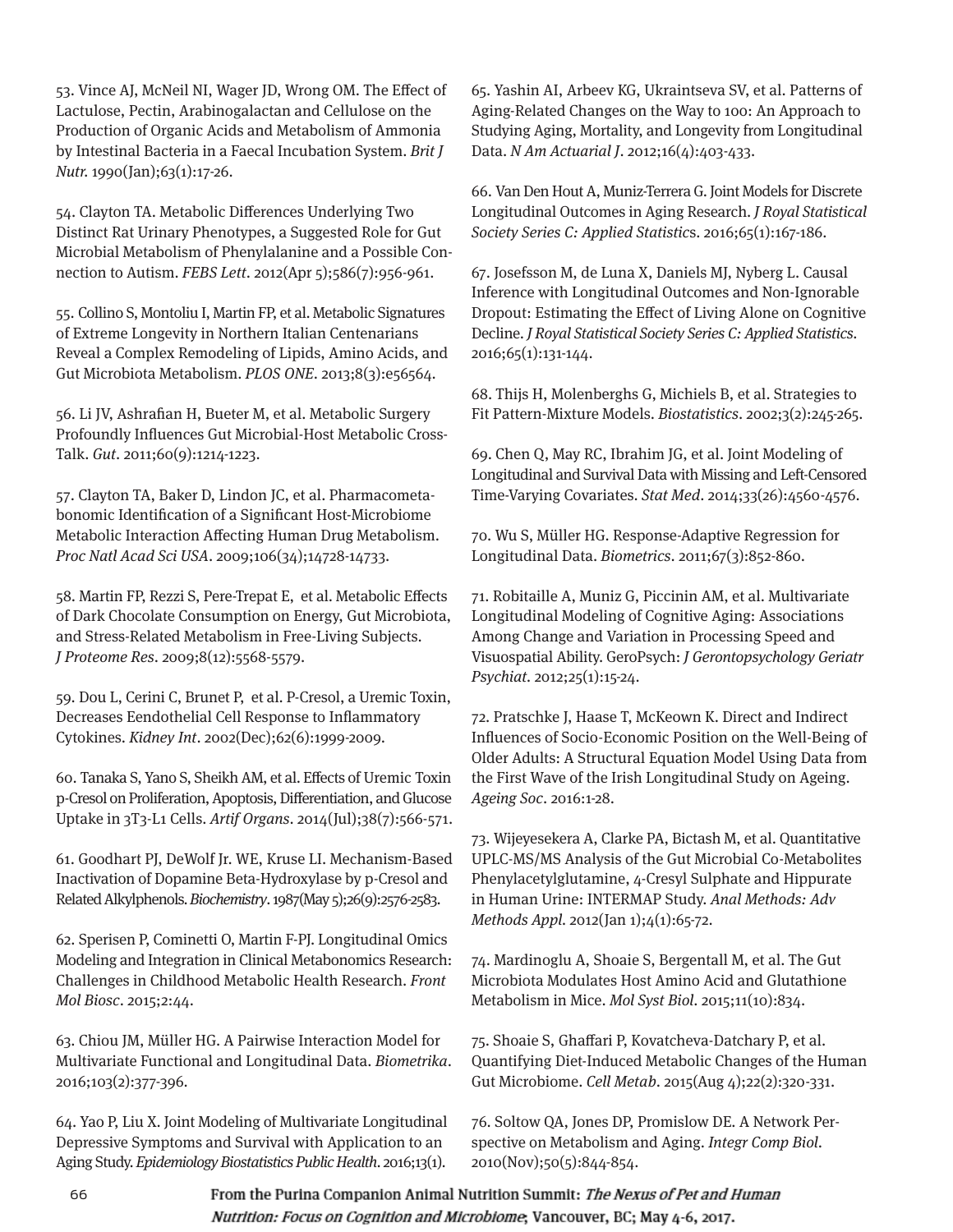53. Vince AJ, McNeil NI, Wager JD, Wrong OM. The Effect of Lactulose, Pectin, Arabinogalactan and Cellulose on the Production of Organic Acids and Metabolism of Ammonia by Intestinal Bacteria in a Faecal Incubation System. *Brit J Nutr*. 1990(Jan);63(1):17-26.

54. Clayton TA. Metabolic Differences Underlying Two Distinct Rat Urinary Phenotypes, a Suggested Role for Gut Microbial Metabolism of Phenylalanine and a Possible Connection to Autism. *FEBS Lett*. 2012(Apr 5);586(7):956-961.

55. Collino S, Montoliu I, Martin FP, et al. Metabolic Signatures of Extreme Longevity in Northern Italian Centenarians Reveal a Complex Remodeling of Lipids, Amino Acids, and Gut Microbiota Metabolism. *PLOS ONE*. 2013;8(3):e56564.

56. Li JV, Ashrafian H, Bueter M, et al. Metabolic Surgery Profoundly Influences Gut Microbial-Host Metabolic Cross-Talk. *Gut*. 2011;60(9):1214-1223.

57. Clayton TA, Baker D, Lindon JC, et al. Pharmacometabonomic Identification of a Significant Host-Microbiome Metabolic Interaction Affecting Human Drug Metabolism. *Proc Natl Acad Sci USA*. 2009;106(34);14728-14733.

58. Martin FP, Rezzi S, Pere-Trepat E, et al. Metabolic Effects of Dark Chocolate Consumption on Energy, Gut Microbiota, and Stress-Related Metabolism in Free-Living Subjects. *J Proteome Res*. 2009;8(12):5568-5579.

59. Dou L, Cerini C, Brunet P, et al. P-Cresol, a Uremic Toxin, Decreases Eendothelial Cell Response to Inflammatory Cytokines. *Kidney Int*. 2002(Dec);62(6):1999-2009.

60. Tanaka S, Yano S, Sheikh AM, et al. Effects of Uremic Toxin p-Cresol on Proliferation, Apoptosis, Differentiation, and Glucose Uptake in 3T3-L1 Cells. *Artif Organs*. 2014(Jul);38(7):566-571.

61. Goodhart PJ, DeWolf Jr. WE, Kruse LI. Mechanism-Based Inactivation of Dopamine Beta-Hydroxylase by p-Cresol and Related Alkylphenols. *Biochemistry*. 1987(May 5);26(9):2576-2583.

62. Sperisen P, Cominetti O, Martin F-PJ. Longitudinal Omics Modeling and Integration in Clinical Metabonomics Research: Challenges in Childhood Metabolic Health Research. *Front Mol Biosc*. 2015;2:44.

63. Chiou JM, Müller HG. A Pairwise Interaction Model for Multivariate Functional and Longitudinal Data. *Biometrika*. 2016;103(2):377-396.

64. Yao P, Liu X. Joint Modeling of Multivariate Longitudinal Depressive Symptoms and Survival with Application to an Aging Study. *Epidemiology Biostatistics Public Health*. 2016;13(1).

65. Yashin AI, Arbeev KG, Ukraintseva SV, et al. Patterns of Aging-Related Changes on the Way to 100: An Approach to Studying Aging, Mortality, and Longevity from Longitudinal Data. *N Am Actuarial J*. 2012;16(4):403-433.

66. Van Den Hout A, Muniz-Terrera G. Joint Models for Discrete Longitudinal Outcomes in Aging Research. *J Royal Statistical Society Series C: Applied Statistics*. 2016;65(1):167-186.

67. Josefsson M, de Luna X, Daniels MJ, Nyberg L. Causal Inference with Longitudinal Outcomes and Non-Ignorable Dropout: Estimating the Effect of Living Alone on Cognitive Decline. *J Royal Statistical Society Series C: Applied Statistics*. 2016;65(1):131-144.

68. Thijs H, Molenberghs G, Michiels B, et al. Strategies to Fit Pattern-Mixture Models. *Biostatistics*. 2002;3(2):245-265.

69. Chen Q, May RC, Ibrahim JG, et al. Joint Modeling of Longitudinal and Survival Data with Missing and Left-Censored Time-Varying Covariates. *Stat Med*. 2014;33(26):4560-4576.

70. Wu S, Müller HG. Response-Adaptive Regression for Longitudinal Data. *Biometrics*. 2011;67(3):852-860.

71. Robitaille A, Muniz G, Piccinin AM, et al. Multivariate Longitudinal Modeling of Cognitive Aging: Associations Among Change and Variation in Processing Speed and Visuospatial Ability. GeroPsych: *J Gerontopsychology Geriatr Psychiat*. 2012;25(1):15-24.

72. Pratschke J, Haase T, McKeown K. Direct and Indirect Influences of Socio-Economic Position on the Well-Being of Older Adults: A Structural Equation Model Using Data from the First Wave of the Irish Longitudinal Study on Ageing. *Ageing Soc*. 2016:1-28.

73. Wijeyesekera A, Clarke PA, Bictash M, et al. Quantitative UPLC-MS/MS Analysis of the Gut Microbial Co-Metabolites Phenylacetylglutamine, 4-Cresyl Sulphate and Hippurate in Human Urine: INTERMAP Study. *Anal Methods: Adv Methods Appl*. 2012(Jan 1);4(1):65-72.

74. Mardinoglu A, Shoaie S, Bergentall M, et al. The Gut Microbiota Modulates Host Amino Acid and Glutathione Metabolism in Mice. *Mol Syst Biol*. 2015;11(10):834.

75. Shoaie S, Ghaffari P, Kovatcheva-Datchary P, et al. Quantifying Diet-Induced Metabolic Changes of the Human Gut Microbiome. *Cell Metab*. 2015(Aug 4);22(2):320-331.

76. Soltow QA, Jones DP, Promislow DE. A Network Perspective on Metabolism and Aging. *Integr Comp Biol*. 2010(Nov);50(5):844-854.